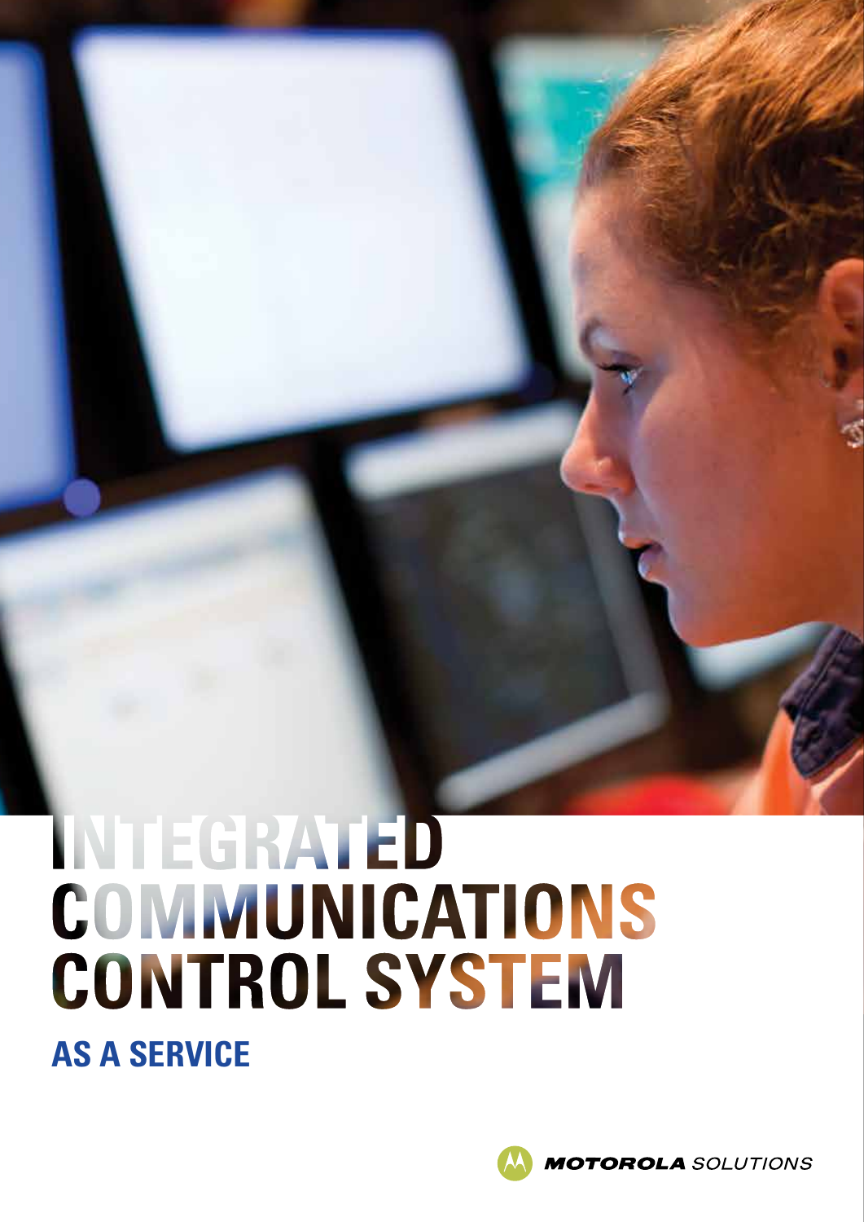# INTEGRATED COMMUNICATIONS CONTROL SYSTEM

## AS A SERVICE

MOTOROLA SOLUTIONS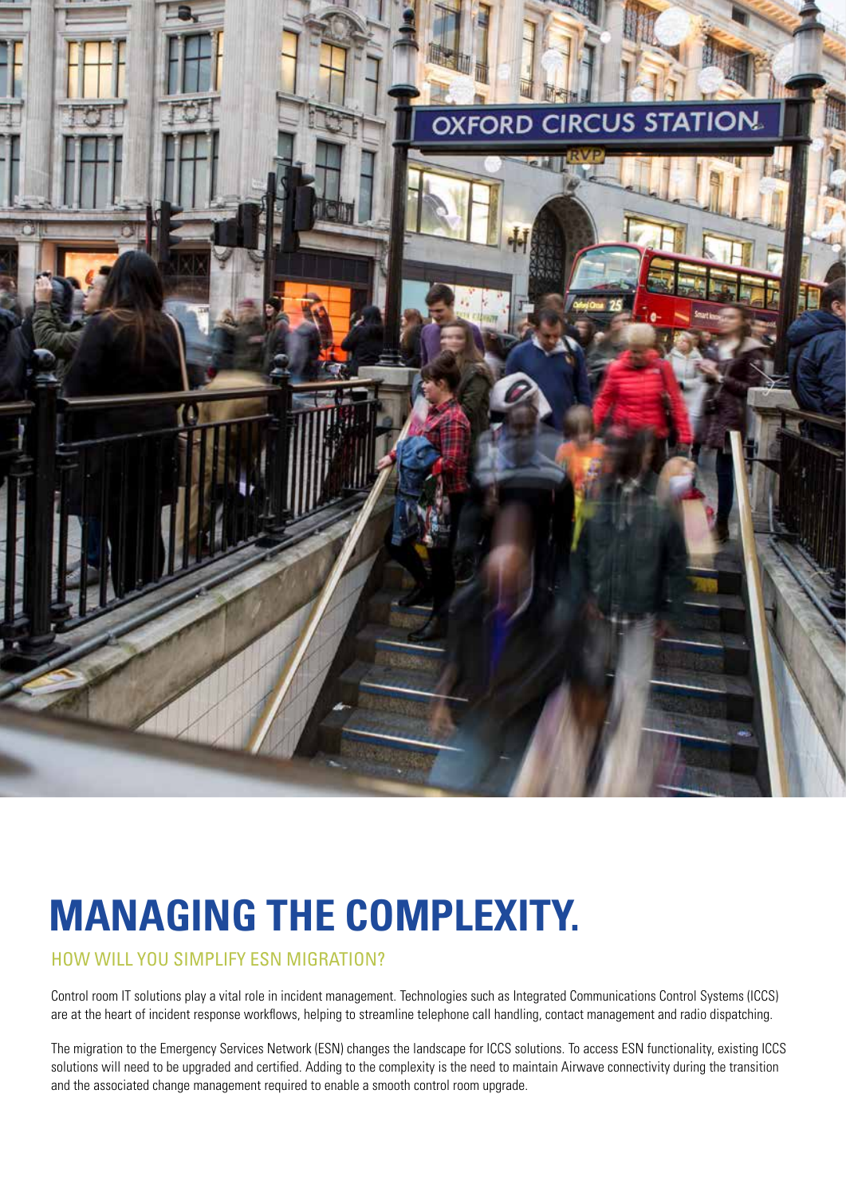# MANAGING THE COMPLEXITY.

## HOW WILL YOU SIMPLIFY ESN MIGRATION?

Control room IT solutions play a vital role in incident management. Technologies such as Integrated Communications Control Systems (ICCS) are at the heart of incident response workflows, helping to streamline telephone call handling, contact management and radio dispatching.

The migration to the Emergency Services Network (ESN) changes the landscape for ICCS solutions. To access ESN functionality, existing ICCS solutions will need to be upgraded and certified. Adding to the complexity is the need to maintain Airwave connectivity during the transition and the associated change management required to enable a smooth control room upgrade.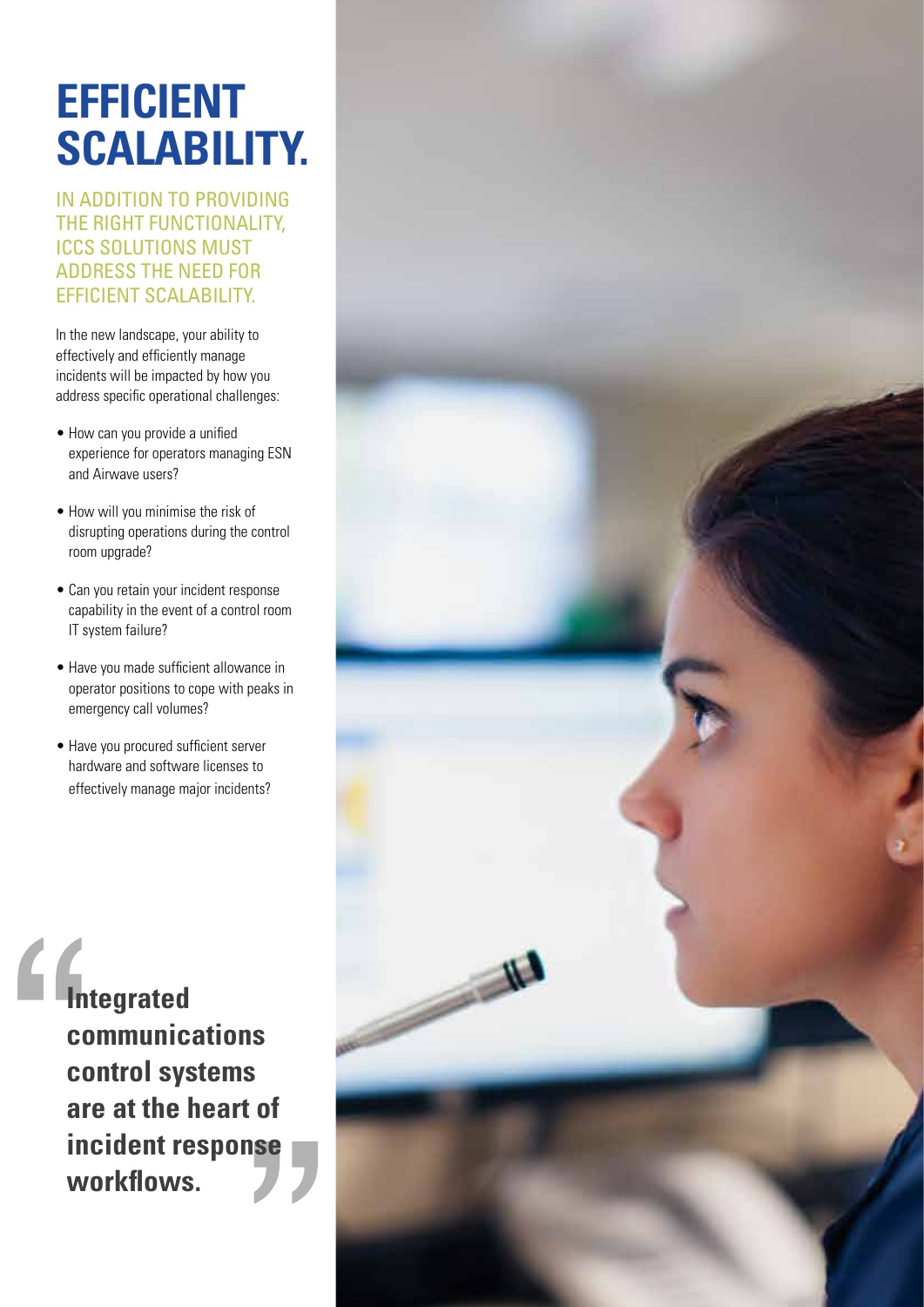# EFFICIENT SCALABILITY.

IN ADDITION TO PROVIDING THE RIGHT FUNCTIONALITY, ICCS SOLUTIONS MUST ADDRESS THE NEED FOR EFFICIENT SCALABILITY.

In the new landscape, your ability to effectively and efficiently manage incidents will be impacted by how you address specific operational challenges:

- How can you provide a unified experience for operators managing ESN and Airwave users?
- How will you minimise the risk of disrupting operations during the control room upgrade?
- Can you retain your incident response capability in the event of a control room IT system failure?
- Have you made sufficient allowance in operator positions to cope with peaks in emergency call volumes?
- Have you procured sufficient server hardware and software licenses to effectively manage major incidents?

> **"Integrated communications control systems are at the heart of incident response workflows."**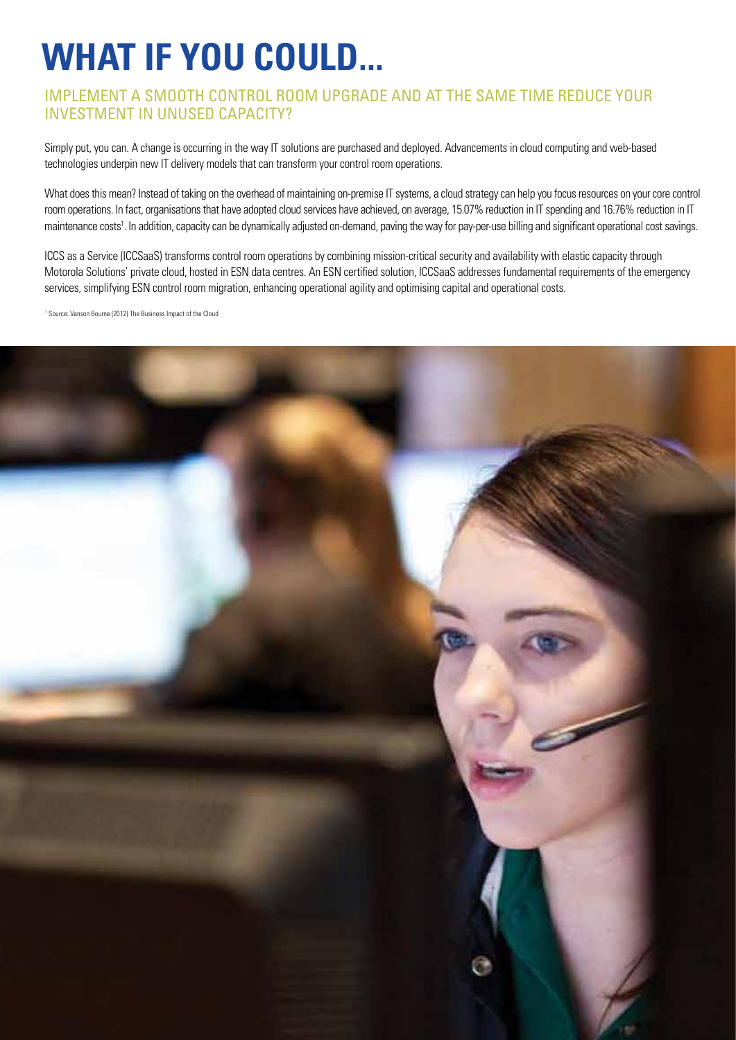# WHAT IF YOU COULD...

## IMPLEMENT A SMOOTH CONTROL ROOM UPGRADE AND AT THE SAME TIME REDUCE YOUR INVESTMENT IN UNUSED CAPACITY?

Simply put, you can. A change is occurring in the way IT solutions are purchased and deployed. Advancements in cloud computing and web-based technologies underpin new IT delivery models that can transform your control room operations.

What does this mean? Instead of taking on the overhead of maintaining on-premise IT systems, a cloud strategy can help you focus resources on your core control room operations. In fact, organisations that have adopted cloud services have achieved, on average, 15.07% reduction in IT spending and 16.76% reduction in IT maintenance costs[1]. In addition, capacity can be dynamically adjusted on-demand, paving the way for pay-per-use billing and significant operational cost savings.

ICCS as a Service (ICCSaaS) transforms control room operations by combining mission-critical security and availability with elastic capacity through Motorola Solutions' private cloud, hosted in ESN data centres. An ESN certified solution, ICCSaaS addresses fundamental requirements of the emergency services, simplifying ESN control room migration, enhancing operational agility and optimising capital and operational costs.

[1] Source: Vanson Bourne (2012) The Business Impact of the Cloud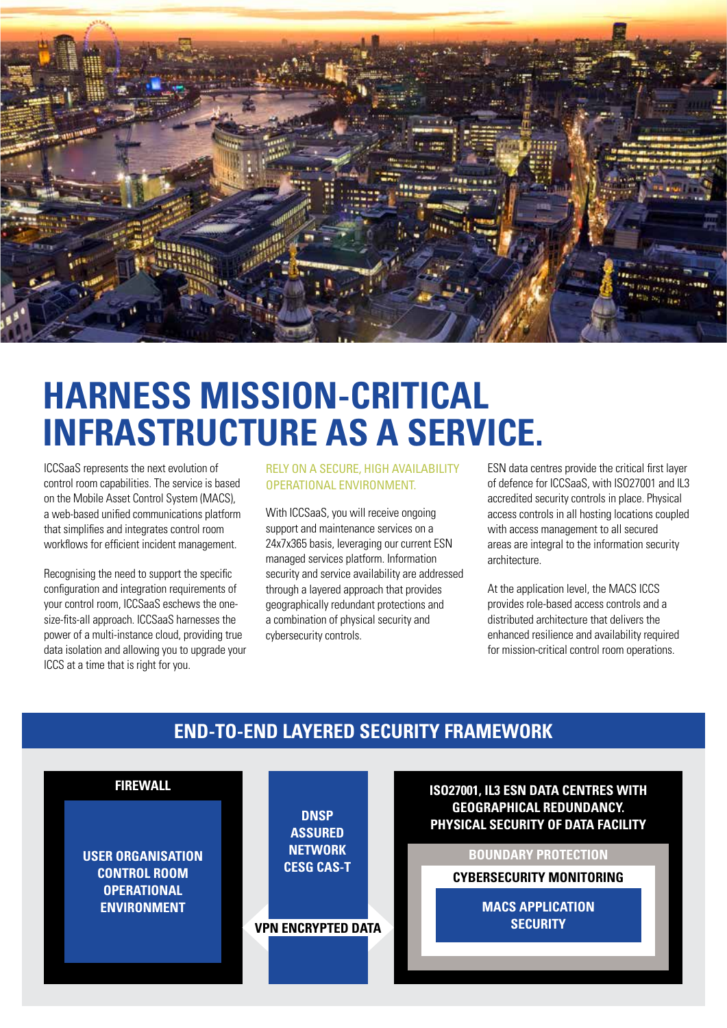# HARNESS MISSION-CRITICAL INFRASTRUCTURE AS A SERVICE.

ICCSaaS represents the next evolution of control room capabilities. The service is based on the Mobile Asset Control System (MACS), a web-based unified communications platform that simplifies and integrates control room workflows for efficient incident management.

Recognising the need to support the specific configuration and integration requirements of your control room, ICCSaaS eschews the one-size-fits-all approach. ICCSaaS harnesses the power of a multi-instance cloud, providing true data isolation and allowing you to upgrade your ICCS at a time that is right for you.

### RELY ON A SECURE, HIGH AVAILABILITY OPERATIONAL ENVIRONMENT.

With ICCSaaS, you will receive ongoing support and maintenance services on a 24x7x365 basis, leveraging our current ESN managed services platform. Information security and service availability are addressed through a layered approach that provides geographically redundant protections and a combination of physical security and cybersecurity controls.

ESN data centres provide the critical first layer of defence for ICCSaaS, with ISO27001 and IL3 accredited security controls in place. Physical access controls in all hosting locations coupled with access management to all secured areas are integral to the information security architecture.

At the application level, the MACS ICCS provides role-based access controls and a distributed architecture that delivers the enhanced resilience and availability required for mission-critical control room operations.

## END-TO-END LAYERED SECURITY FRAMEWORK

**FIREWALL**

**USER ORGANISATION CONTROL ROOM OPERATIONAL ENVIRONMENT**

**DNSP ASSURED NETWORK CESG CAS-T**

**VPN ENCRYPTED DATA**

**ISO27001, IL3 ESN DATA CENTRES WITH GEOGRAPHICAL REDUNDANCY. PHYSICAL SECURITY OF DATA FACILITY**

**BOUNDARY PROTECTION**

**CYBERSECURITY MONITORING**

**MACS APPLICATION SECURITY**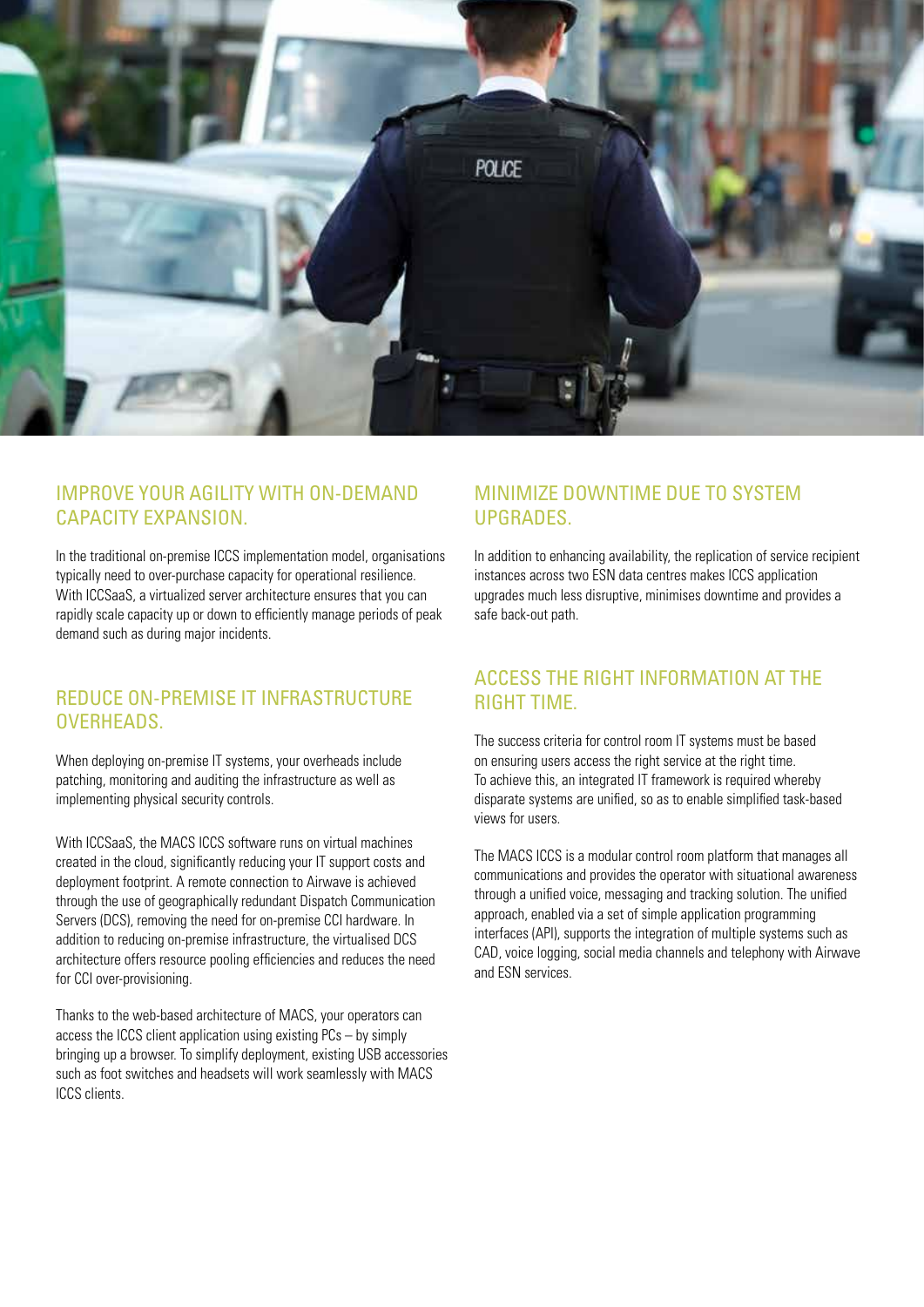## IMPROVE YOUR AGILITY WITH ON-DEMAND CAPACITY EXPANSION.

In the traditional on-premise ICCS implementation model, organisations typically need to over-purchase capacity for operational resilience. With ICCSaaS, a virtualized server architecture ensures that you can rapidly scale capacity up or down to efficiently manage periods of peak demand such as during major incidents.

## REDUCE ON-PREMISE IT INFRASTRUCTURE OVERHEADS.

When deploying on-premise IT systems, your overheads include patching, monitoring and auditing the infrastructure as well as implementing physical security controls.

With ICCSaaS, the MACS ICCS software runs on virtual machines created in the cloud, significantly reducing your IT support costs and deployment footprint. A remote connection to Airwave is achieved through the use of geographically redundant Dispatch Communication Servers (DCS), removing the need for on-premise CCI hardware. In addition to reducing on-premise infrastructure, the virtualised DCS architecture offers resource pooling efficiencies and reduces the need for CCI over-provisioning.

Thanks to the web-based architecture of MACS, your operators can access the ICCS client application using existing PCs – by simply bringing up a browser. To simplify deployment, existing USB accessories such as foot switches and headsets will work seamlessly with MACS ICCS clients.

## MINIMIZE DOWNTIME DUE TO SYSTEM UPGRADES.

In addition to enhancing availability, the replication of service recipient instances across two ESN data centres makes ICCS application upgrades much less disruptive, minimises downtime and provides a safe back-out path.

## ACCESS THE RIGHT INFORMATION AT THE RIGHT TIME.

The success criteria for control room IT systems must be based on ensuring users access the right service at the right time. To achieve this, an integrated IT framework is required whereby disparate systems are unified, so as to enable simplified task-based views for users.

The MACS ICCS is a modular control room platform that manages all communications and provides the operator with situational awareness through a unified voice, messaging and tracking solution. The unified approach, enabled via a set of simple application programming interfaces (API), supports the integration of multiple systems such as CAD, voice logging, social media channels and telephony with Airwave and ESN services.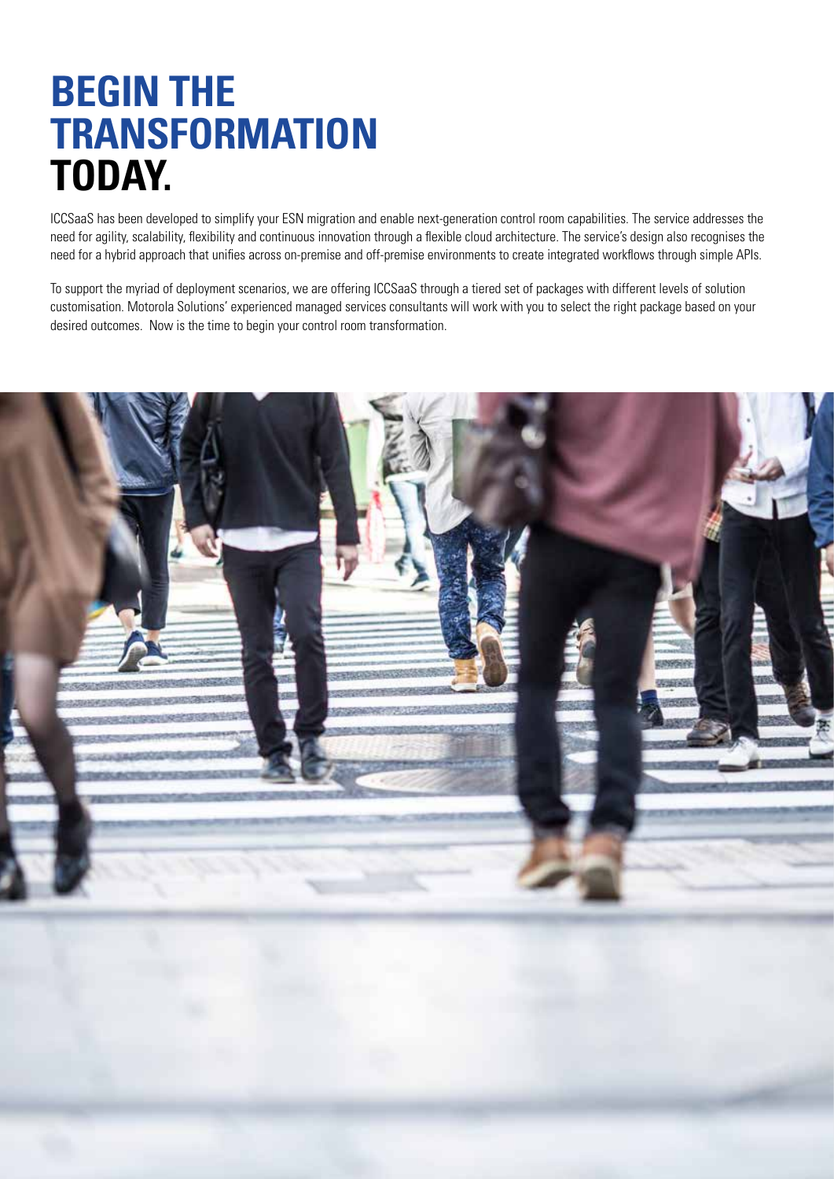# BEGIN THE TRANSFORMATION TODAY.

ICCSaaS has been developed to simplify your ESN migration and enable next-generation control room capabilities. The service addresses the need for agility, scalability, flexibility and continuous innovation through a flexible cloud architecture. The service's design also recognises the need for a hybrid approach that unifies across on-premise and off-premise environments to create integrated workflows through simple APIs.

To support the myriad of deployment scenarios, we are offering ICCSaaS through a tiered set of packages with different levels of solution customisation. Motorola Solutions' experienced managed services consultants will work with you to select the right package based on your desired outcomes. Now is the time to begin your control room transformation.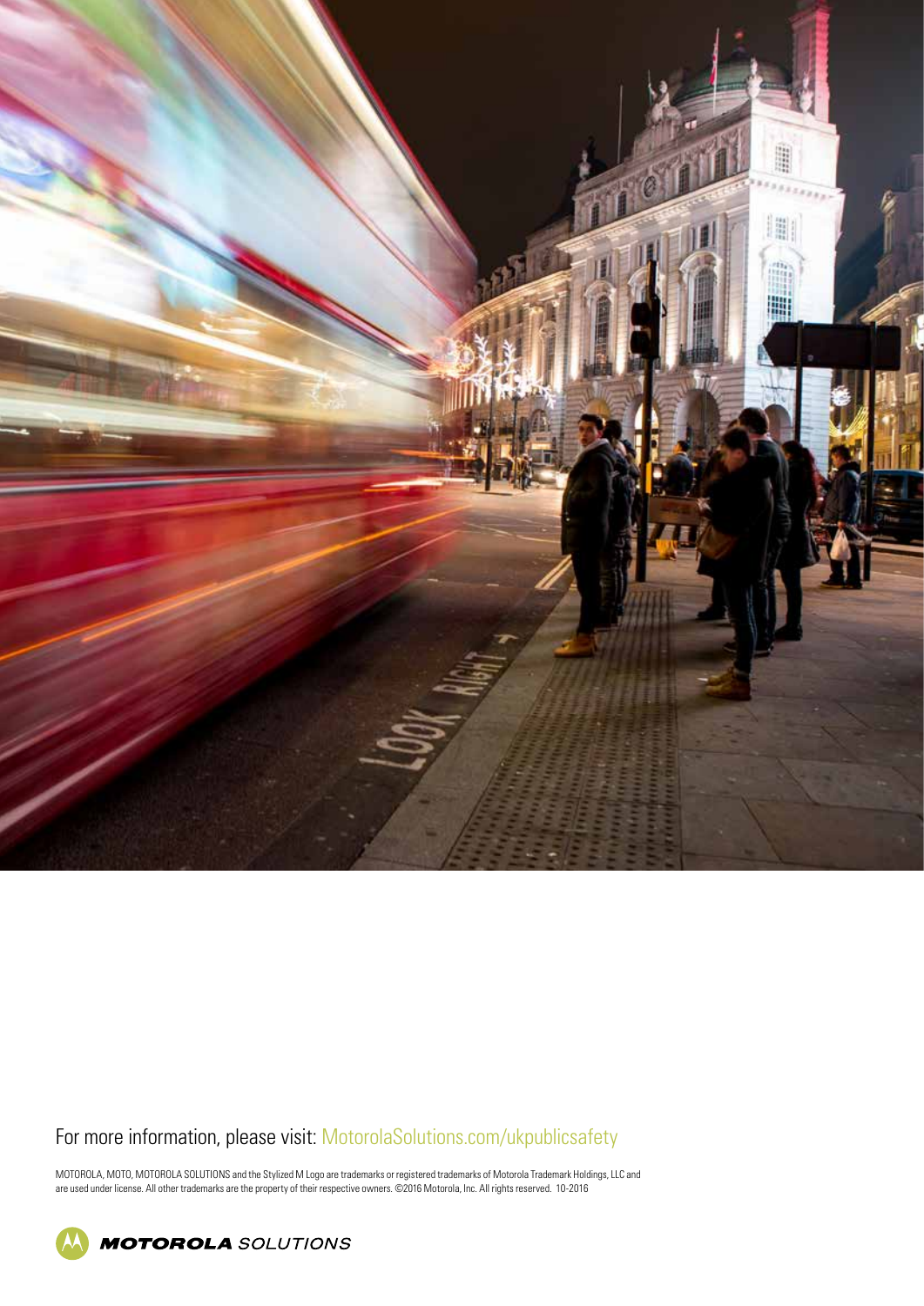For more information, please visit: MotorolaSolutions.com/ukpublicsafety

MOTOROLA, MOTO, MOTOROLA SOLUTIONS and the Stylized M Logo are trademarks or registered trademarks of Motorola Trademark Holdings, LLC and are used under license. All other trademarks are the property of their respective owners. ©2016 Motorola, Inc. All rights reserved. 10-2016

**MOTOROLA** SOLUTIONS